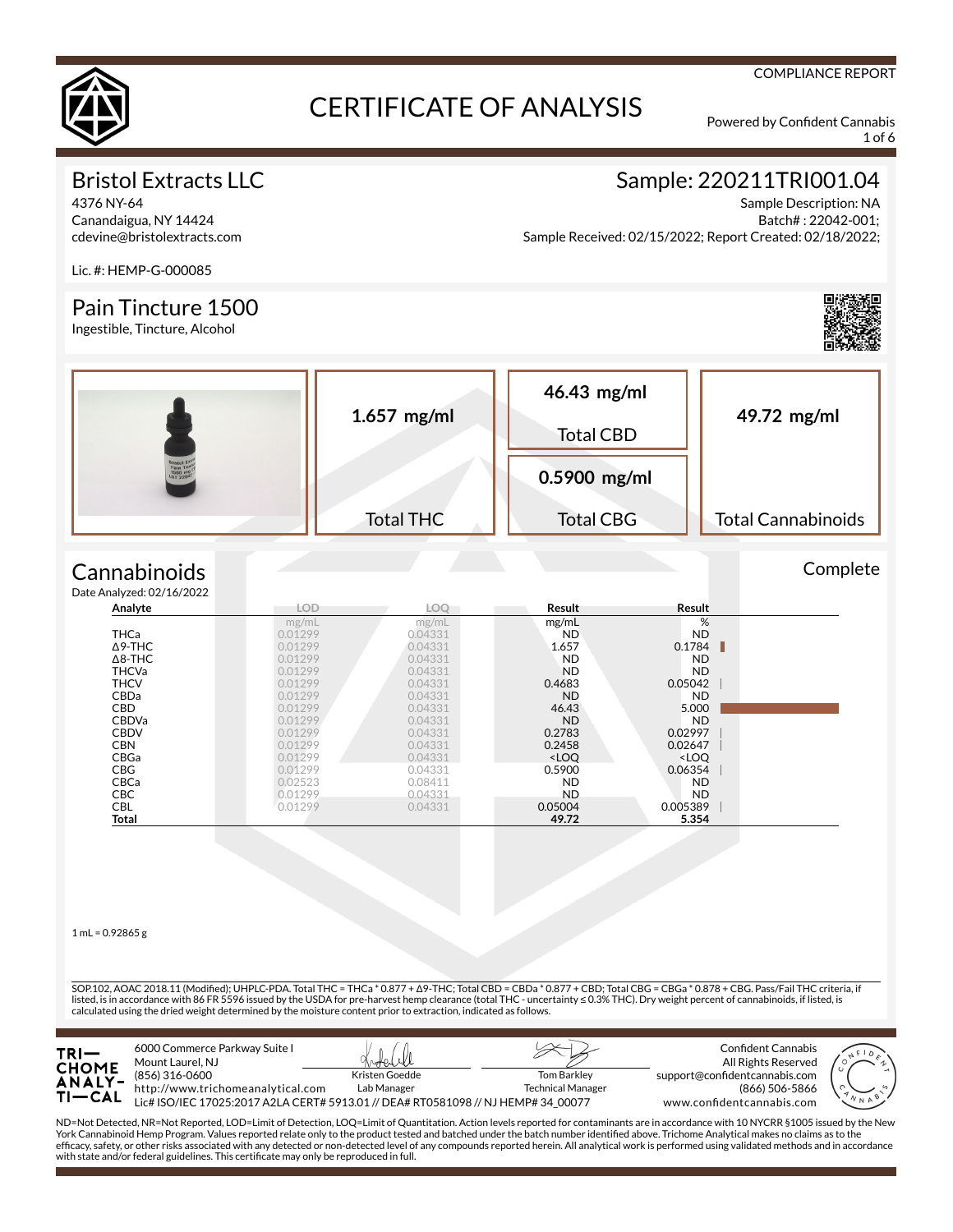COMPLIANCE REPORT

# CERTIFICATE OF ANALYSIS

Powered by Confident Cannabis

## Bristol Extracts LLC

4376 NY-64
Canandaigua, NY 14424
cdevine@bristolextracts.com

Lic. #: HEMP-G-000085

## Sample: 220211TRI001.04

Sample Description: NA
Batch# : 22042-001;
Sample Received: 02/15/2022; Report Created: 02/18/2022;

## Pain Tincture 1500

Ingestible, Tincture, Alcohol

| Total THC | Total CBD | Total CBG | Total Cannabinoids |
|---|---|---|---|
| **1.657 mg/ml** | **46.43 mg/ml** | **0.5900 mg/ml** | **49.72 mg/ml** |

## Cannabinoids

Complete

Date Analyzed: 02/16/2022

| Analyte | LOD | LOQ | Result | Result |
|---|---|---|---|---|
| | mg/mL | mg/mL | mg/mL | % |
| THCa | 0.01299 | 0.04331 | ND | ND |
| Δ9-THC | 0.01299 | 0.04331 | 1.657 | 0.1784 |
| Δ8-THC | 0.01299 | 0.04331 | ND | ND |
| THCVa | 0.01299 | 0.04331 | ND | ND |
| THCV | 0.01299 | 0.04331 | 0.4683 | 0.05042 |
| CBDa | 0.01299 | 0.04331 | ND | ND |
| CBD | 0.01299 | 0.04331 | 46.43 | 5.000 |
| CBDVa | 0.01299 | 0.04331 | ND | ND |
| CBDV | 0.01299 | 0.04331 | 0.2783 | 0.02997 |
| CBN | 0.01299 | 0.04331 | 0.2458 | 0.02647 |
| CBGa | 0.01299 | 0.04331 | <LOQ | <LOQ |
| CBG | 0.01299 | 0.04331 | 0.5900 | 0.06354 |
| CBCa | 0.02523 | 0.08411 | ND | ND |
| CBC | 0.01299 | 0.04331 | ND | ND |
| CBL | 0.01299 | 0.04331 | 0.05004 | 0.005389 |
| **Total** | | | **49.72** | **5.354** |

1 mL = 0.92865 g

SOP.102, AOAC 2018.11 (Modified); UHPLC-PDA. Total THC = THCa * 0.877 + Δ9-THC; Total CBD = CBDa * 0.877 + CBD; Total CBG = CBGa * 0.878 + CBG. Pass/Fail THC criteria, if listed, is in accordance with 86 FR 5596 issued by the USDA for pre-harvest hemp clearance (total THC - uncertainty ≤ 0.3% THC). Dry weight percent of cannabinoids, if listed, is calculated using the dried weight determined by the moisture content prior to extraction, indicated as follows.

TRICHOME ANALYTICAL
6000 Commerce Parkway Suite I
Mount Laurel, NJ
(856) 316-0600
http://www.trichomeanalytical.com
Lic# ISO/IEC 17025:2017 A2LA CERT# 5913.01 // DEA# RT0581098 // NJ HEMP# 34_00077

Kristen Goedde
Lab Manager

Tom Barkley
Technical Manager

Confident Cannabis
All Rights Reserved
support@confidentcannabis.com
(866) 506-5866
www.confidentcannabis.com

ND=Not Detected, NR=Not Reported, LOD=Limit of Detection, LOQ=Limit of Quantitation. Action levels reported for contaminants are in accordance with 10 NYCRR §1005 issued by the New York Cannabinoid Hemp Program. Values reported relate only to the product tested and batched under the batch number identified above. Trichome Analytical makes no claims as to the efficacy, safety, or other risks associated with any detected or non-detected level of any compounds reported herein. All analytical work is performed using validated methods and in accordance with state and/or federal guidelines. This certificate may only be reproduced in full.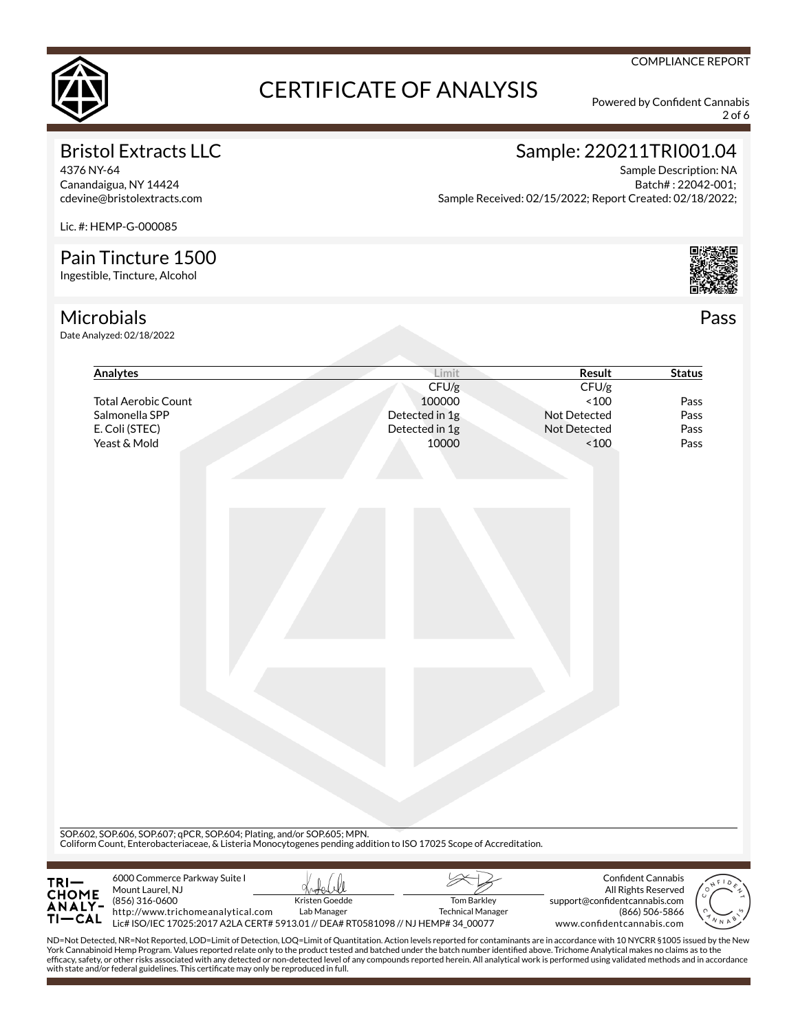COMPLIANCE REPORT

# CERTIFICATE OF ANALYSIS

Powered by Confident Cannabis

## Bristol Extracts LLC

4376 NY-64
Canandaigua, NY 14424
cdevine@bristolextracts.com

Lic. #: HEMP-G-000085

## Sample: 220211TRI001.04

Sample Description: NA
Batch# : 22042-001;
Sample Received: 02/15/2022; Report Created: 02/18/2022;

## Pain Tincture 1500

Ingestible, Tincture, Alcohol

## Microbials

**Pass**

Date Analyzed: 02/18/2022

| Analytes | Limit | Result | Status |
|---|---|---|---|
| | CFU/g | CFU/g | |
| Total Aerobic Count | 100000 | <100 | Pass |
| Salmonella SPP | Detected in 1g | Not Detected | Pass |
| E. Coli (STEC) | Detected in 1g | Not Detected | Pass |
| Yeast & Mold | 10000 | <100 | Pass |

SOP.602, SOP.606, SOP.607; qPCR, SOP.604; Plating, and/or SOP.605; MPN.
Coliform Count, Enterobacteriaceae, & Listeria Monocytogenes pending addition to ISO 17025 Scope of Accreditation.

TRICHOME ANALYTICAL
6000 Commerce Parkway Suite I
Mount Laurel, NJ
(856) 316-0600
http://www.trichomeanalytical.com
Lic# ISO/IEC 17025:2017 A2LA CERT# 5913.01 // DEA# RT0581098 // NJ HEMP# 34_00077

Kristen Goedde, Lab Manager

Tom Barkley, Technical Manager

Confident Cannabis
All Rights Reserved
support@confidentcannabis.com
(866) 506-5866
www.confidentcannabis.com

ND=Not Detected, NR=Not Reported, LOD=Limit of Detection, LOQ=Limit of Quantitation. Action levels reported for contaminants are in accordance with 10 NYCRR §1005 issued by the New York Cannabinoid Hemp Program. Values reported relate only to the product tested and batched under the batch number identified above. Trichome Analytical makes no claims as to the efficacy, safety, or other risks associated with any detected or non-detected level of any compounds reported herein. All analytical work is performed using validated methods and in accordance with state and/or federal guidelines. This certificate may only be reproduced in full.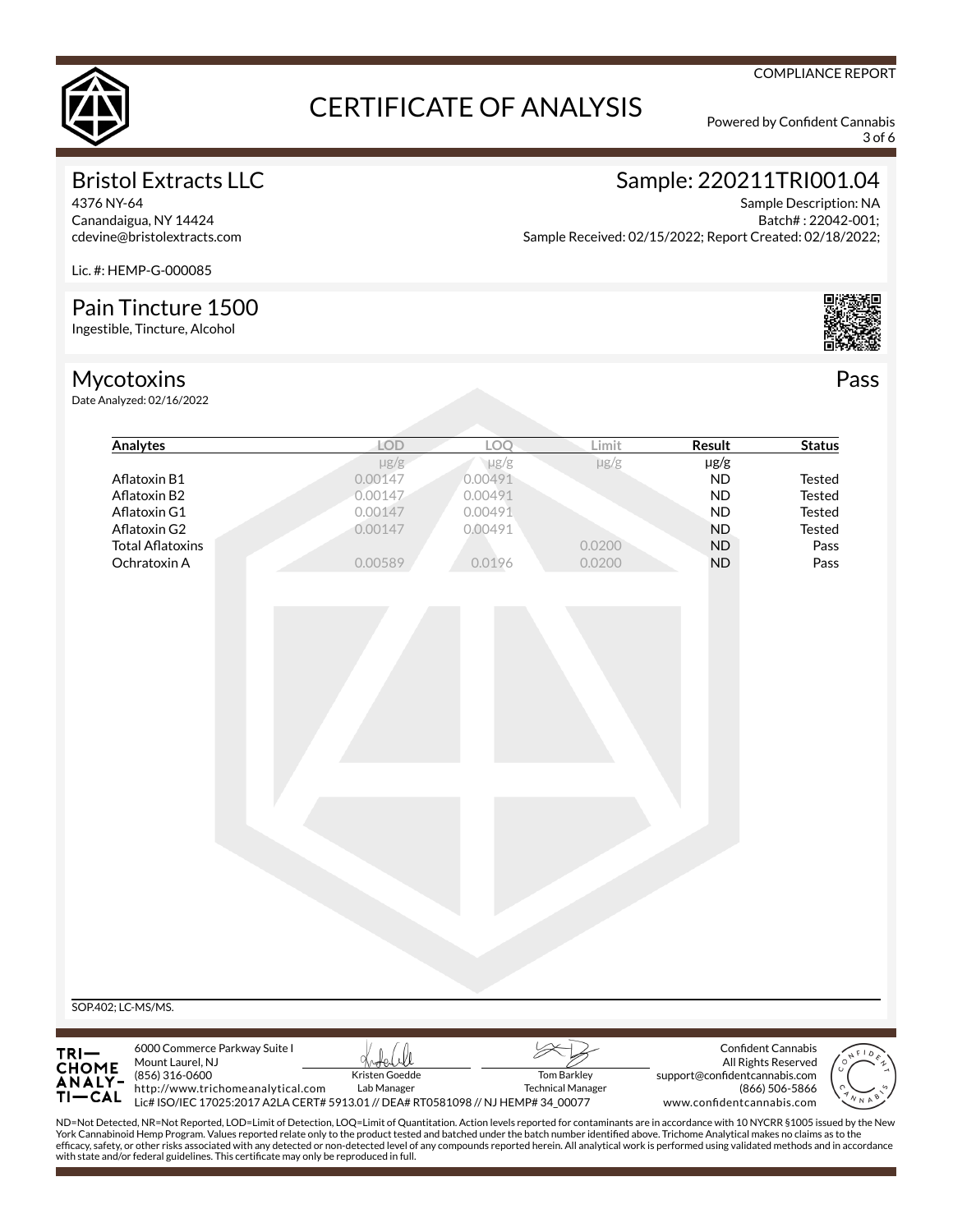COMPLIANCE REPORT

# CERTIFICATE OF ANALYSIS

Powered by Confident Cannabis

## Bristol Extracts LLC

4376 NY-64
Canandaigua, NY 14424
cdevine@bristolextracts.com

Lic. #: HEMP-G-000085

## Sample: 220211TRI001.04

Sample Description: NA
Batch# : 22042-001;
Sample Received: 02/15/2022; Report Created: 02/18/2022;

## Pain Tincture 1500

Ingestible, Tincture, Alcohol

## Mycotoxins

**Pass**

Date Analyzed: 02/16/2022

| **Analytes** | LOD | LOQ | Limit | **Result** | **Status** |
|---|---|---|---|---|---|
| | μg/g | μg/g | μg/g | μg/g | |
| Aflatoxin B1 | 0.00147 | 0.00491 | | ND | Tested |
| Aflatoxin B2 | 0.00147 | 0.00491 | | ND | Tested |
| Aflatoxin G1 | 0.00147 | 0.00491 | | ND | Tested |
| Aflatoxin G2 | 0.00147 | 0.00491 | | ND | Tested |
| Total Aflatoxins | | | 0.0200 | ND | Pass |
| Ochratoxin A | 0.00589 | 0.0196 | 0.0200 | ND | Pass |

SOP.402; LC-MS/MS.

TRICHOME ANALYTICAL
6000 Commerce Parkway Suite I
Mount Laurel, NJ
(856) 316-0600
http://www.trichomeanalytical.com
Lic# ISO/IEC 17025:2017 A2LA CERT# 5913.01 // DEA# RT0581098 // NJ HEMP# 34_00077

Kristen Goedde
Lab Manager

Tom Barkley
Technical Manager

Confident Cannabis
All Rights Reserved
support@confidentcannabis.com
(866) 506-5866
www.confidentcannabis.com

ND=Not Detected, NR=Not Reported, LOD=Limit of Detection, LOQ=Limit of Quantitation. Action levels reported for contaminants are in accordance with 10 NYCRR §1005 issued by the New York Cannabinoid Hemp Program. Values reported relate only to the product tested and batched under the batch number identified above. Trichome Analytical makes no claims as to the efficacy, safety, or other risks associated with any detected or non-detected level of any compounds reported herein. All analytical work is performed using validated methods and in accordance with state and/or federal guidelines. This certificate may only be reproduced in full.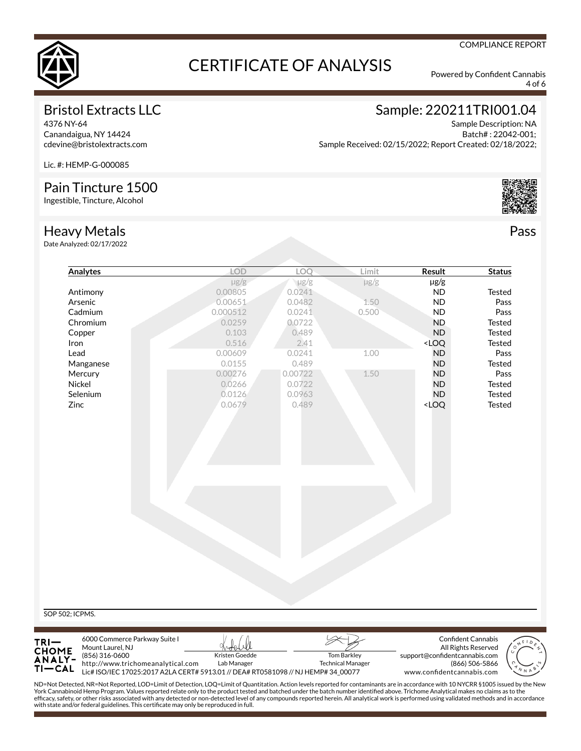COMPLIANCE REPORT

# CERTIFICATE OF ANALYSIS

Powered by Confident Cannabis

## Bristol Extracts LLC

4376 NY-64
Canandaigua, NY 14424
cdevine@bristolextracts.com

Lic. #: HEMP-G-000085

## Sample: 220211TRI001.04

Sample Description: NA
Batch# : 22042-001;
Sample Received: 02/15/2022; Report Created: 02/18/2022;

## Pain Tincture 1500

Ingestible, Tincture, Alcohol

## Heavy Metals

Pass

Date Analyzed: 02/17/2022

| Analytes | LOD | LOQ | Limit | Result | Status |
|---|---|---|---|---|---|
| | μg/g | μg/g | μg/g | μg/g | |
| Antimony | 0.00805 | 0.0241 | | ND | Tested |
| Arsenic | 0.00651 | 0.0482 | 1.50 | ND | Pass |
| Cadmium | 0.000512 | 0.0241 | 0.500 | ND | Pass |
| Chromium | 0.0259 | 0.0722 | | ND | Tested |
| Copper | 0.103 | 0.489 | | ND | Tested |
| Iron | 0.516 | 2.41 | | <LOQ | Tested |
| Lead | 0.00609 | 0.0241 | 1.00 | ND | Pass |
| Manganese | 0.0155 | 0.489 | | ND | Tested |
| Mercury | 0.00276 | 0.00722 | 1.50 | ND | Pass |
| Nickel | 0.0266 | 0.0722 | | ND | Tested |
| Selenium | 0.0126 | 0.0963 | | ND | Tested |
| Zinc | 0.0679 | 0.489 | | <LOQ | Tested |

SOP 502; ICPMS.

TRICHOME ANALYTICAL
6000 Commerce Parkway Suite I
Mount Laurel, NJ
(856) 316-0600
http://www.trichomeanalytical.com

Kristen Goedde, Lab Manager

Tom Barkley, Technical Manager

Lic# ISO/IEC 17025:2017 A2LA CERT# 5913.01 // DEA# RT0581098 // NJ HEMP# 34_00077

Confident Cannabis
All Rights Reserved
support@confidentcannabis.com
(866) 506-5866
www.confidentcannabis.com

ND=Not Detected, NR=Not Reported, LOD=Limit of Detection, LOQ=Limit of Quantitation. Action levels reported for contaminants are in accordance with 10 NYCRR §1005 issued by the New York Cannabinoid Hemp Program. Values reported relate only to the product tested and batched under the batch number identified above. Trichome Analytical makes no claims as to the efficacy, safety, or other risks associated with any detected or non-detected level of any compounds reported herein. All analytical work is performed using validated methods and in accordance with state and/or federal guidelines. This certificate may only be reproduced in full.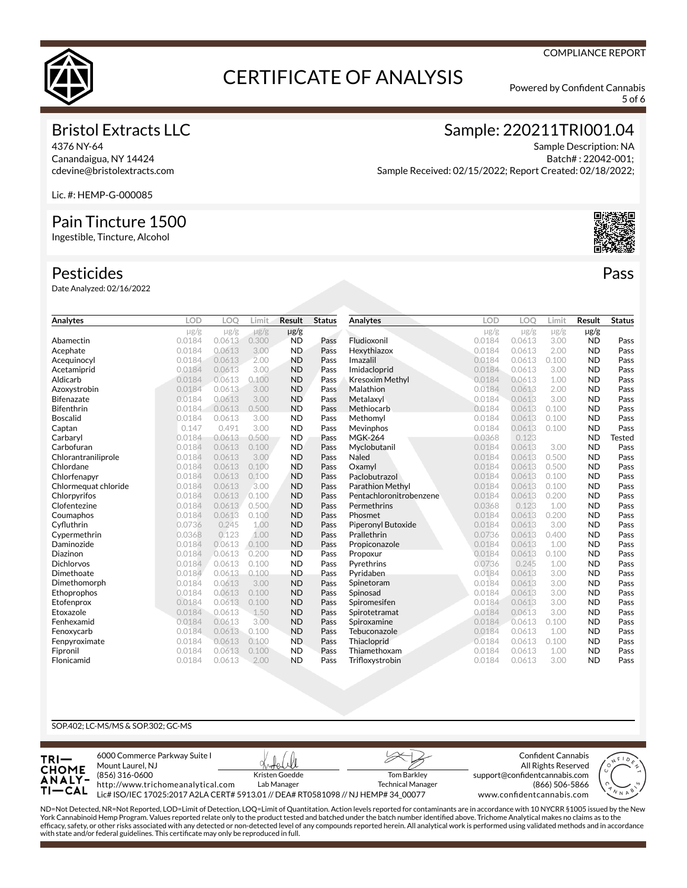COMPLIANCE REPORT

# CERTIFICATE OF ANALYSIS

Powered by Confident Cannabis

## Bristol Extracts LLC

4376 NY-64
Canandaigua, NY 14424
cdevine@bristolextracts.com

Lic. #: HEMP-G-000085

## Sample: 220211TRI001.04

Sample Description: NA
Batch# : 22042-001;
Sample Received: 02/15/2022; Report Created: 02/18/2022;

## Pain Tincture 1500

Ingestible, Tincture, Alcohol

## Pesticides

**Pass**

Date Analyzed: 02/16/2022

| Analytes | LOD | LOQ | Limit | Result | Status |
|---|---|---|---|---|---|
| | μg/g | μg/g | μg/g | μg/g | |
| Abamectin | 0.0184 | 0.0613 | 0.300 | ND | Pass |
| Acephate | 0.0184 | 0.0613 | 3.00 | ND | Pass |
| Acequinocyl | 0.0184 | 0.0613 | 2.00 | ND | Pass |
| Acetamiprid | 0.0184 | 0.0613 | 3.00 | ND | Pass |
| Aldicarb | 0.0184 | 0.0613 | 0.100 | ND | Pass |
| Azoxystrobin | 0.0184 | 0.0613 | 3.00 | ND | Pass |
| Bifenazate | 0.0184 | 0.0613 | 3.00 | ND | Pass |
| Bifenthrin | 0.0184 | 0.0613 | 0.500 | ND | Pass |
| Boscalid | 0.0184 | 0.0613 | 3.00 | ND | Pass |
| Captan | 0.147 | 0.491 | 3.00 | ND | Pass |
| Carbaryl | 0.0184 | 0.0613 | 0.500 | ND | Pass |
| Carbofuran | 0.0184 | 0.0613 | 0.100 | ND | Pass |
| Chlorantraniliprole | 0.0184 | 0.0613 | 3.00 | ND | Pass |
| Chlordane | 0.0184 | 0.0613 | 0.100 | ND | Pass |
| Chlorfenapyr | 0.0184 | 0.0613 | 0.100 | ND | Pass |
| Chlormequat chloride | 0.0184 | 0.0613 | 3.00 | ND | Pass |
| Chlorpyrifos | 0.0184 | 0.0613 | 0.100 | ND | Pass |
| Clofentezine | 0.0184 | 0.0613 | 0.500 | ND | Pass |
| Coumaphos | 0.0184 | 0.0613 | 0.100 | ND | Pass |
| Cyfluthrin | 0.0736 | 0.245 | 1.00 | ND | Pass |
| Cypermethrin | 0.0368 | 0.123 | 1.00 | ND | Pass |
| Daminozide | 0.0184 | 0.0613 | 0.100 | ND | Pass |
| Diazinon | 0.0184 | 0.0613 | 0.200 | ND | Pass |
| Dichlorvos | 0.0184 | 0.0613 | 0.100 | ND | Pass |
| Dimethoate | 0.0184 | 0.0613 | 0.100 | ND | Pass |
| Dimethomorph | 0.0184 | 0.0613 | 3.00 | ND | Pass |
| Ethoprophos | 0.0184 | 0.0613 | 0.100 | ND | Pass |
| Etofenprox | 0.0184 | 0.0613 | 0.100 | ND | Pass |
| Etoxazole | 0.0184 | 0.0613 | 1.50 | ND | Pass |
| Fenhexamid | 0.0184 | 0.0613 | 3.00 | ND | Pass |
| Fenoxycarb | 0.0184 | 0.0613 | 0.100 | ND | Pass |
| Fenpyroximate | 0.0184 | 0.0613 | 0.100 | ND | Pass |
| Fipronil | 0.0184 | 0.0613 | 0.100 | ND | Pass |
| Flonicamid | 0.0184 | 0.0613 | 2.00 | ND | Pass |
| Fludioxonil | 0.0184 | 0.0613 | 3.00 | ND | Pass |
| Hexythiazox | 0.0184 | 0.0613 | 2.00 | ND | Pass |
| Imazalil | 0.0184 | 0.0613 | 0.100 | ND | Pass |
| Imidacloprid | 0.0184 | 0.0613 | 3.00 | ND | Pass |
| Kresoxim Methyl | 0.0184 | 0.0613 | 1.00 | ND | Pass |
| Malathion | 0.0184 | 0.0613 | 2.00 | ND | Pass |
| Metalaxyl | 0.0184 | 0.0613 | 3.00 | ND | Pass |
| Methiocarb | 0.0184 | 0.0613 | 0.100 | ND | Pass |
| Methomyl | 0.0184 | 0.0613 | 0.100 | ND | Pass |
| Mevinphos | 0.0184 | 0.0613 | 0.100 | ND | Pass |
| MGK-264 | 0.0368 | 0.123 | | ND | Tested |
| Myclobutanil | 0.0184 | 0.0613 | 3.00 | ND | Pass |
| Naled | 0.0184 | 0.0613 | 0.500 | ND | Pass |
| Oxamyl | 0.0184 | 0.0613 | 0.500 | ND | Pass |
| Paclobutrazol | 0.0184 | 0.0613 | 0.100 | ND | Pass |
| Parathion Methyl | 0.0184 | 0.0613 | 0.100 | ND | Pass |
| Pentachloronitrobenzene | 0.0184 | 0.0613 | 0.200 | ND | Pass |
| Permethrins | 0.0368 | 0.123 | 1.00 | ND | Pass |
| Phosmet | 0.0184 | 0.0613 | 0.200 | ND | Pass |
| Piperonyl Butoxide | 0.0184 | 0.0613 | 3.00 | ND | Pass |
| Prallethrin | 0.0736 | 0.123 | 0.400 | ND | Pass |
| Propiconazole | 0.0184 | 0.0613 | 1.00 | ND | Pass |
| Propoxur | 0.0184 | 0.0613 | 0.100 | ND | Pass |
| Pyrethrins | 0.0736 | 0.245 | 1.00 | ND | Pass |
| Pyridaben | 0.0184 | 0.0613 | 3.00 | ND | Pass |
| Spinetoram | 0.0184 | 0.0613 | 3.00 | ND | Pass |
| Spinosad | 0.0184 | 0.0613 | 3.00 | ND | Pass |
| Spiromesifen | 0.0184 | 0.0613 | 3.00 | ND | Pass |
| Spirotetramat | 0.0184 | 0.0613 | 3.00 | ND | Pass |
| Spiroxamine | 0.0184 | 0.0613 | 0.100 | ND | Pass |
| Tebuconazole | 0.0184 | 0.0613 | 1.00 | ND | Pass |
| Thiacloprid | 0.0184 | 0.0613 | 0.100 | ND | Pass |
| Thiamethoxam | 0.0184 | 0.0613 | 1.00 | ND | Pass |
| Trifloxystrobin | 0.0184 | 0.0613 | 3.00 | ND | Pass |

SOP.402; LC-MS/MS & SOP.302; GC-MS

TRICHOME ANALYTICAL
6000 Commerce Parkway Suite I
Mount Laurel, NJ
(856) 316-0600
http://www.trichomeanalytical.com
Lic# ISO/IEC 17025:2017 A2LA CERT# 5913.01 // DEA# RT0581098 // NJ HEMP# 34_00077

Kristen Goedde
Lab Manager

Tom Barkley
Technical Manager

Confident Cannabis
All Rights Reserved
support@confidentcannabis.com
(866) 506-5866
www.confidentcannabis.com

ND=Not Detected, NR=Not Reported, LOD=Limit of Detection, LOQ=Limit of Quantitation. Action levels reported for contaminants are in accordance with 10 NYCRR §1005 issued by the New York Cannabinoid Hemp Program. Values reported relate only to the product tested and batched under the batch number identified above. Trichome Analytical makes no claims as to the efficacy, safety, or other risks associated with any detected or non-detected level of any compounds reported herein. All analytical work is performed using validated methods and in accordance with state and/or federal guidelines. This certificate may only be reproduced in full.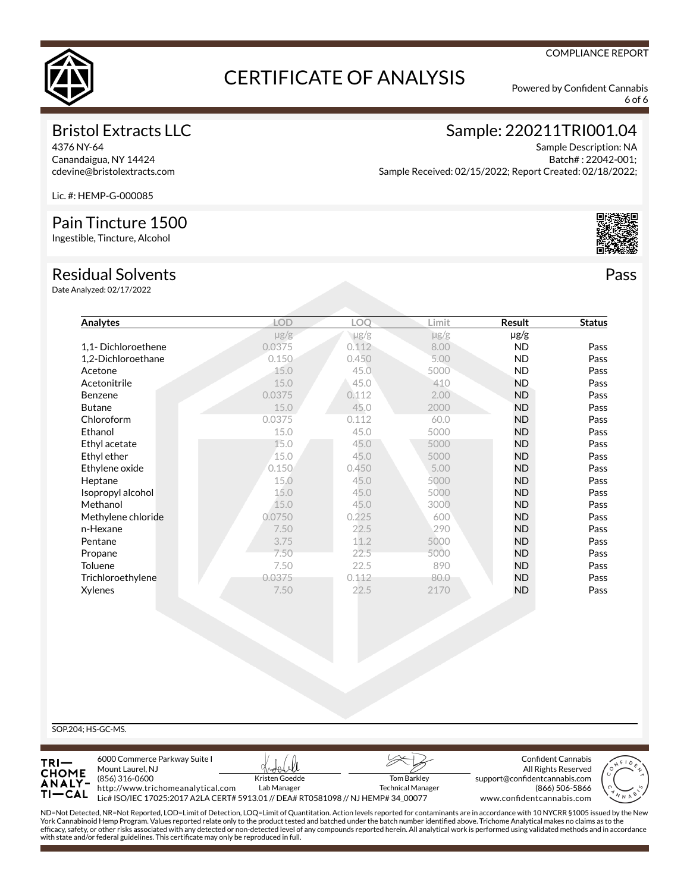COMPLIANCE REPORT

# CERTIFICATE OF ANALYSIS

Powered by Confident Cannabis

## Bristol Extracts LLC

4376 NY-64
Canandaigua, NY 14424
cdevine@bristolextracts.com

Lic. #: HEMP-G-000085

## Sample: 220211TRI001.04

Sample Description: NA
Batch# : 22042-001;
Sample Received: 02/15/2022; Report Created: 02/18/2022;

## Pain Tincture 1500

Ingestible, Tincture, Alcohol

## Residual Solvents

**Pass**

Date Analyzed: 02/17/2022

| Analytes | LOD | LOQ | Limit | Result | Status |
|---|---|---|---|---|---|
| | μg/g | μg/g | μg/g | μg/g | |
| 1,1- Dichloroethene | 0.0375 | 0.112 | 8.00 | ND | Pass |
| 1,2-Dichloroethane | 0.150 | 0.450 | 5.00 | ND | Pass |
| Acetone | 15.0 | 45.0 | 5000 | ND | Pass |
| Acetonitrile | 15.0 | 45.0 | 410 | ND | Pass |
| Benzene | 0.0375 | 0.112 | 2.00 | ND | Pass |
| Butane | 15.0 | 45.0 | 2000 | ND | Pass |
| Chloroform | 0.0375 | 0.112 | 60.0 | ND | Pass |
| Ethanol | 15.0 | 45.0 | 5000 | ND | Pass |
| Ethyl acetate | 15.0 | 45.0 | 5000 | ND | Pass |
| Ethyl ether | 15.0 | 45.0 | 5000 | ND | Pass |
| Ethylene oxide | 0.150 | 0.450 | 5.00 | ND | Pass |
| Heptane | 15.0 | 45.0 | 5000 | ND | Pass |
| Isopropyl alcohol | 15.0 | 45.0 | 5000 | ND | Pass |
| Methanol | 15.0 | 45.0 | 3000 | ND | Pass |
| Methylene chloride | 0.0750 | 0.225 | 600 | ND | Pass |
| n-Hexane | 7.50 | 22.5 | 290 | ND | Pass |
| Pentane | 3.75 | 11.2 | 5000 | ND | Pass |
| Propane | 7.50 | 22.5 | 5000 | ND | Pass |
| Toluene | 7.50 | 22.5 | 890 | ND | Pass |
| Trichloroethylene | 0.0375 | 0.112 | 80.0 | ND | Pass |
| Xylenes | 7.50 | 22.5 | 2170 | ND | Pass |

SOP.204; HS-GC-MS.

TRICHOME ANALYTICAL
6000 Commerce Parkway Suite I
Mount Laurel, NJ
(856) 316-0600
http://www.trichomeanalytical.com
Lic# ISO/IEC 17025:2017 A2LA CERT# 5913.01 // DEA# RT0581098 // NJ HEMP# 34_00077

Kristen Goedde
Lab Manager

Tom Barkley
Technical Manager

Confident Cannabis
All Rights Reserved
support@confidentcannabis.com
(866) 506-5866
www.confidentcannabis.com

ND=Not Detected, NR=Not Reported, LOD=Limit of Detection, LOQ=Limit of Quantitation. Action levels reported for contaminants are in accordance with 10 NYCRR §1005 issued by the New York Cannabinoid Hemp Program. Values reported relate only to the product tested and batched under the batch number identified above. Trichome Analytical makes no claims as to the efficacy, safety, or other risks associated with any detected or non-detected level of any compounds reported herein. All analytical work is performed using validated methods and in accordance with state and/or federal guidelines. This certificate may only be reproduced in full.